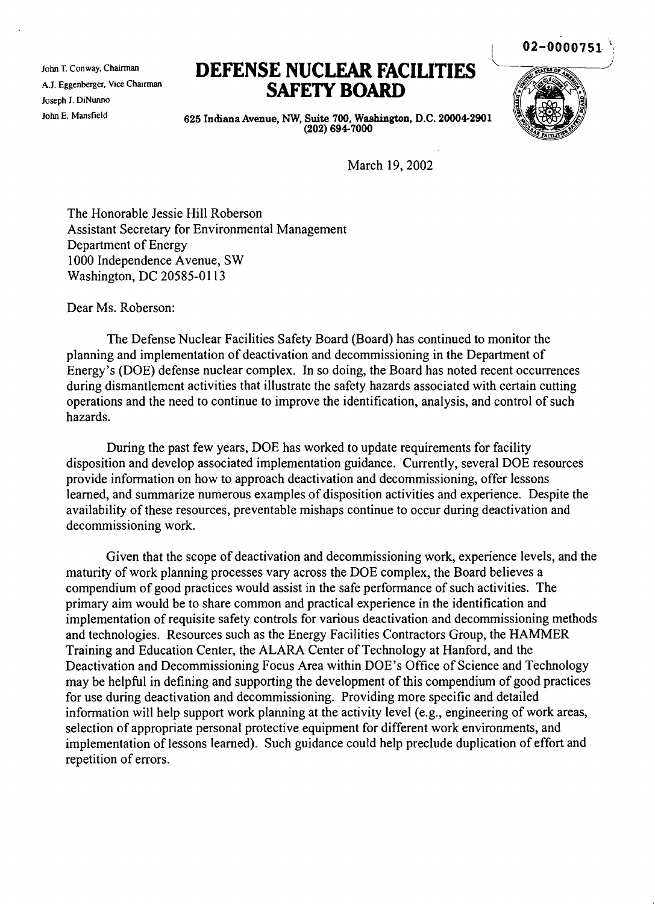02-0000751

John T. Conway, Chairman
A.J. Eggenberger, Vice Chairman
Joseph J. DiNunno
John E. Mansfield

# DEFENSE NUCLEAR FACILITIES SAFETY BOARD

625 Indiana Avenue, NW, Suite 700, Washington, D.C. 20004-2901
(202) 694-7000

March 19, 2002

The Honorable Jessie Hill Roberson
Assistant Secretary for Environmental Management
Department of Energy
1000 Independence Avenue, SW
Washington, DC 20585-0113

Dear Ms. Roberson:

The Defense Nuclear Facilities Safety Board (Board) has continued to monitor the planning and implementation of deactivation and decommissioning in the Department of Energy's (DOE) defense nuclear complex. In so doing, the Board has noted recent occurrences during dismantlement activities that illustrate the safety hazards associated with certain cutting operations and the need to continue to improve the identification, analysis, and control of such hazards.

During the past few years, DOE has worked to update requirements for facility disposition and develop associated implementation guidance. Currently, several DOE resources provide information on how to approach deactivation and decommissioning, offer lessons learned, and summarize numerous examples of disposition activities and experience. Despite the availability of these resources, preventable mishaps continue to occur during deactivation and decommissioning work.

Given that the scope of deactivation and decommissioning work, experience levels, and the maturity of work planning processes vary across the DOE complex, the Board believes a compendium of good practices would assist in the safe performance of such activities. The primary aim would be to share common and practical experience in the identification and implementation of requisite safety controls for various deactivation and decommissioning methods and technologies. Resources such as the Energy Facilities Contractors Group, the HAMMER Training and Education Center, the ALARA Center of Technology at Hanford, and the Deactivation and Decommissioning Focus Area within DOE's Office of Science and Technology may be helpful in defining and supporting the development of this compendium of good practices for use during deactivation and decommissioning. Providing more specific and detailed information will help support work planning at the activity level (e.g., engineering of work areas, selection of appropriate personal protective equipment for different work environments, and implementation of lessons learned). Such guidance could help preclude duplication of effort and repetition of errors.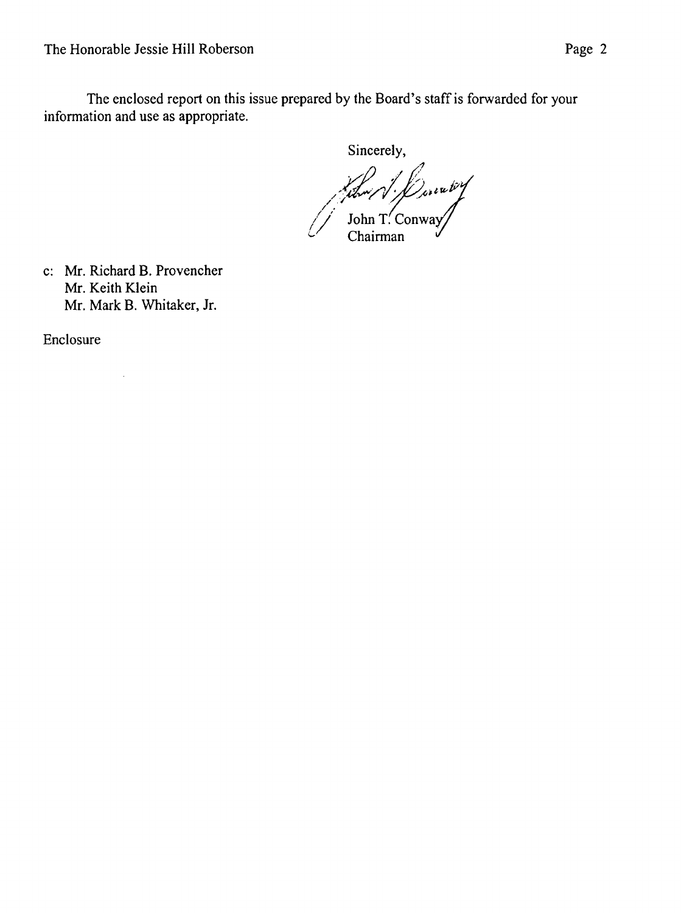The enclosed report on this issue prepared by the Board's staff is forwarded for your information and use as appropriate.

Sincerely,

John T. Conway
Chairman

c: Mr. Richard B. Provencher
Mr. Keith Klein
Mr. Mark B. Whitaker, Jr.

Enclosure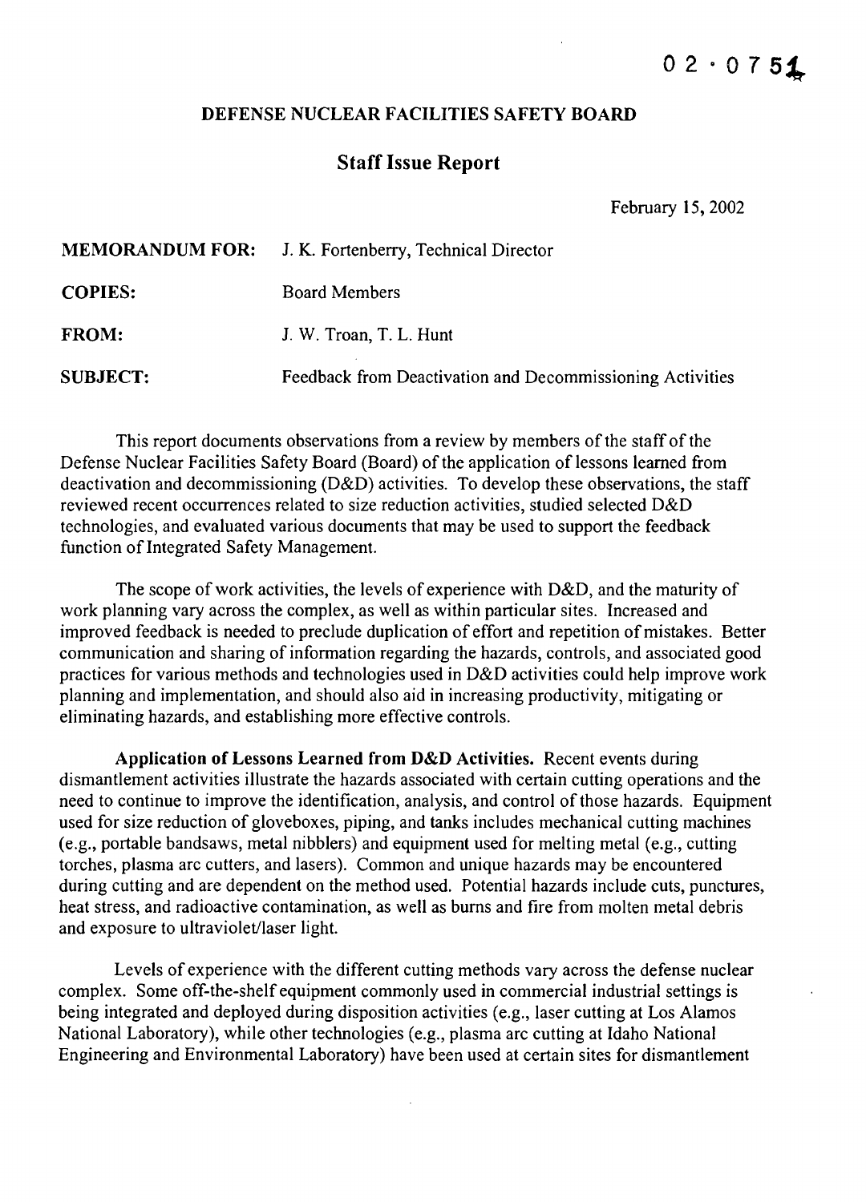02-0751

**DEFENSE NUCLEAR FACILITIES SAFETY BOARD**

## Staff Issue Report

February 15, 2002

| | |
|---|---|
| **MEMORANDUM FOR:** | J. K. Fortenberry, Technical Director |
| **COPIES:** | Board Members |
| **FROM:** | J. W. Troan, T. L. Hunt |
| **SUBJECT:** | Feedback from Deactivation and Decommissioning Activities |

This report documents observations from a review by members of the staff of the Defense Nuclear Facilities Safety Board (Board) of the application of lessons learned from deactivation and decommissioning (D&D) activities. To develop these observations, the staff reviewed recent occurrences related to size reduction activities, studied selected D&D technologies, and evaluated various documents that may be used to support the feedback function of Integrated Safety Management.

The scope of work activities, the levels of experience with D&D, and the maturity of work planning vary across the complex, as well as within particular sites. Increased and improved feedback is needed to preclude duplication of effort and repetition of mistakes. Better communication and sharing of information regarding the hazards, controls, and associated good practices for various methods and technologies used in D&D activities could help improve work planning and implementation, and should also aid in increasing productivity, mitigating or eliminating hazards, and establishing more effective controls.

**Application of Lessons Learned from D&D Activities.** Recent events during dismantlement activities illustrate the hazards associated with certain cutting operations and the need to continue to improve the identification, analysis, and control of those hazards. Equipment used for size reduction of gloveboxes, piping, and tanks includes mechanical cutting machines (e.g., portable bandsaws, metal nibblers) and equipment used for melting metal (e.g., cutting torches, plasma arc cutters, and lasers). Common and unique hazards may be encountered during cutting and are dependent on the method used. Potential hazards include cuts, punctures, heat stress, and radioactive contamination, as well as burns and fire from molten metal debris and exposure to ultraviolet/laser light.

Levels of experience with the different cutting methods vary across the defense nuclear complex. Some off-the-shelf equipment commonly used in commercial industrial settings is being integrated and deployed during disposition activities (e.g., laser cutting at Los Alamos National Laboratory), while other technologies (e.g., plasma arc cutting at Idaho National Engineering and Environmental Laboratory) have been used at certain sites for dismantlement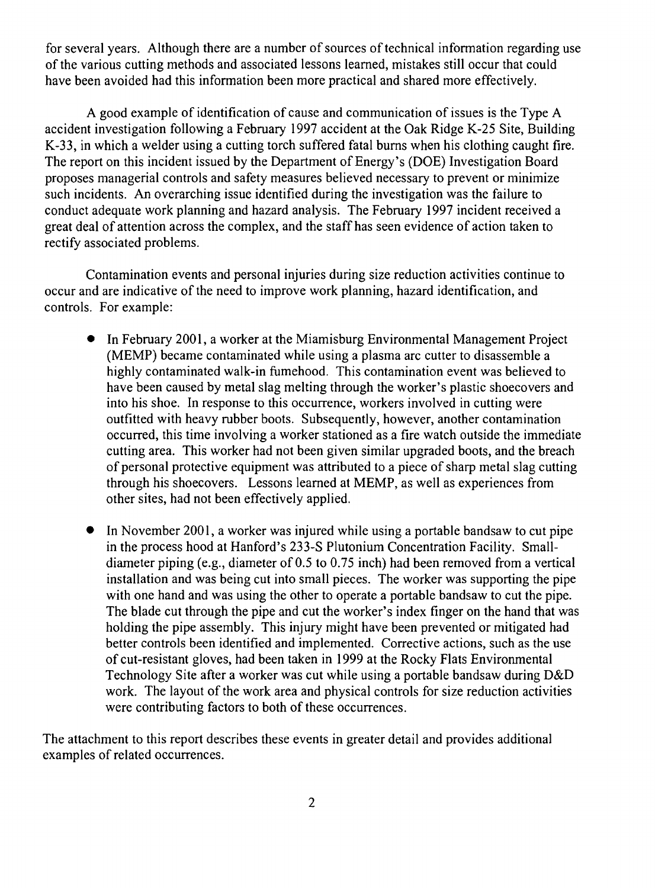for several years. Although there are a number of sources of technical information regarding use of the various cutting methods and associated lessons learned, mistakes still occur that could have been avoided had this information been more practical and shared more effectively.

A good example of identification of cause and communication of issues is the Type A accident investigation following a February 1997 accident at the Oak Ridge K-25 Site, Building K-33, in which a welder using a cutting torch suffered fatal burns when his clothing caught fire. The report on this incident issued by the Department of Energy's (DOE) Investigation Board proposes managerial controls and safety measures believed necessary to prevent or minimize such incidents. An overarching issue identified during the investigation was the failure to conduct adequate work planning and hazard analysis. The February 1997 incident received a great deal of attention across the complex, and the staff has seen evidence of action taken to rectify associated problems.

Contamination events and personal injuries during size reduction activities continue to occur and are indicative of the need to improve work planning, hazard identification, and controls. For example:

- In February 2001, a worker at the Miamisburg Environmental Management Project (MEMP) became contaminated while using a plasma arc cutter to disassemble a highly contaminated walk-in fumehood. This contamination event was believed to have been caused by metal slag melting through the worker's plastic shoecovers and into his shoe. In response to this occurrence, workers involved in cutting were outfitted with heavy rubber boots. Subsequently, however, another contamination occurred, this time involving a worker stationed as a fire watch outside the immediate cutting area. This worker had not been given similar upgraded boots, and the breach of personal protective equipment was attributed to a piece of sharp metal slag cutting through his shoecovers. Lessons learned at MEMP, as well as experiences from other sites, had not been effectively applied.

- In November 2001, a worker was injured while using a portable bandsaw to cut pipe in the process hood at Hanford's 233-S Plutonium Concentration Facility. Small-diameter piping (e.g., diameter of 0.5 to 0.75 inch) had been removed from a vertical installation and was being cut into small pieces. The worker was supporting the pipe with one hand and was using the other to operate a portable bandsaw to cut the pipe. The blade cut through the pipe and cut the worker's index finger on the hand that was holding the pipe assembly. This injury might have been prevented or mitigated had better controls been identified and implemented. Corrective actions, such as the use of cut-resistant gloves, had been taken in 1999 at the Rocky Flats Environmental Technology Site after a worker was cut while using a portable bandsaw during D&D work. The layout of the work area and physical controls for size reduction activities were contributing factors to both of these occurrences.

The attachment to this report describes these events in greater detail and provides additional examples of related occurrences.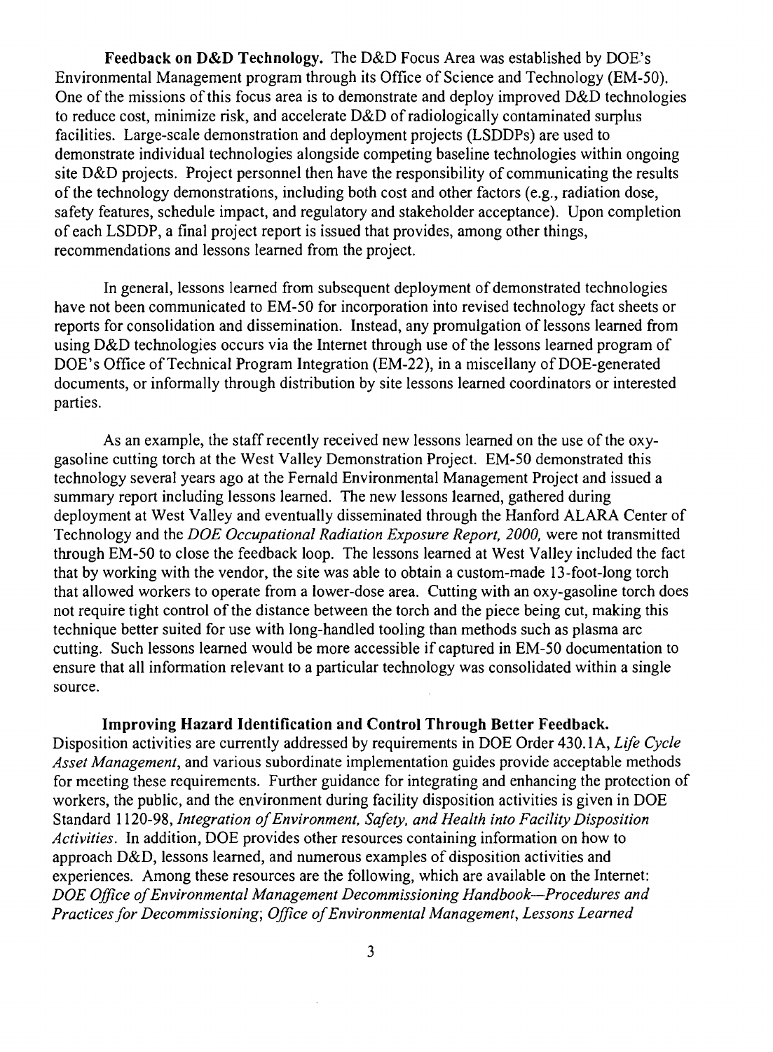**Feedback on D&D Technology.** The D&D Focus Area was established by DOE's Environmental Management program through its Office of Science and Technology (EM-50). One of the missions of this focus area is to demonstrate and deploy improved D&D technologies to reduce cost, minimize risk, and accelerate D&D of radiologically contaminated surplus facilities. Large-scale demonstration and deployment projects (LSDDPs) are used to demonstrate individual technologies alongside competing baseline technologies within ongoing site D&D projects. Project personnel then have the responsibility of communicating the results of the technology demonstrations, including both cost and other factors (e.g., radiation dose, safety features, schedule impact, and regulatory and stakeholder acceptance). Upon completion of each LSDDP, a final project report is issued that provides, among other things, recommendations and lessons learned from the project.

In general, lessons learned from subsequent deployment of demonstrated technologies have not been communicated to EM-50 for incorporation into revised technology fact sheets or reports for consolidation and dissemination. Instead, any promulgation of lessons learned from using D&D technologies occurs via the Internet through use of the lessons learned program of DOE's Office of Technical Program Integration (EM-22), in a miscellany of DOE-generated documents, or informally through distribution by site lessons learned coordinators or interested parties.

As an example, the staff recently received new lessons learned on the use of the oxy-gasoline cutting torch at the West Valley Demonstration Project. EM-50 demonstrated this technology several years ago at the Fernald Environmental Management Project and issued a summary report including lessons learned. The new lessons learned, gathered during deployment at West Valley and eventually disseminated through the Hanford ALARA Center of Technology and the *DOE Occupational Radiation Exposure Report, 2000,* were not transmitted through EM-50 to close the feedback loop. The lessons learned at West Valley included the fact that by working with the vendor, the site was able to obtain a custom-made 13-foot-long torch that allowed workers to operate from a lower-dose area. Cutting with an oxy-gasoline torch does not require tight control of the distance between the torch and the piece being cut, making this technique better suited for use with long-handled tooling than methods such as plasma arc cutting. Such lessons learned would be more accessible if captured in EM-50 documentation to ensure that all information relevant to a particular technology was consolidated within a single source.

**Improving Hazard Identification and Control Through Better Feedback.** Disposition activities are currently addressed by requirements in DOE Order 430.1A, *Life Cycle Asset Management*, and various subordinate implementation guides provide acceptable methods for meeting these requirements. Further guidance for integrating and enhancing the protection of workers, the public, and the environment during facility disposition activities is given in DOE Standard 1120-98, *Integration of Environment, Safety, and Health into Facility Disposition Activities*. In addition, DOE provides other resources containing information on how to approach D&D, lessons learned, and numerous examples of disposition activities and experiences. Among these resources are the following, which are available on the Internet: *DOE Office of Environmental Management Decommissioning Handbook—Procedures and Practices for Decommissioning*; *Office of Environmental Management, Lessons Learned*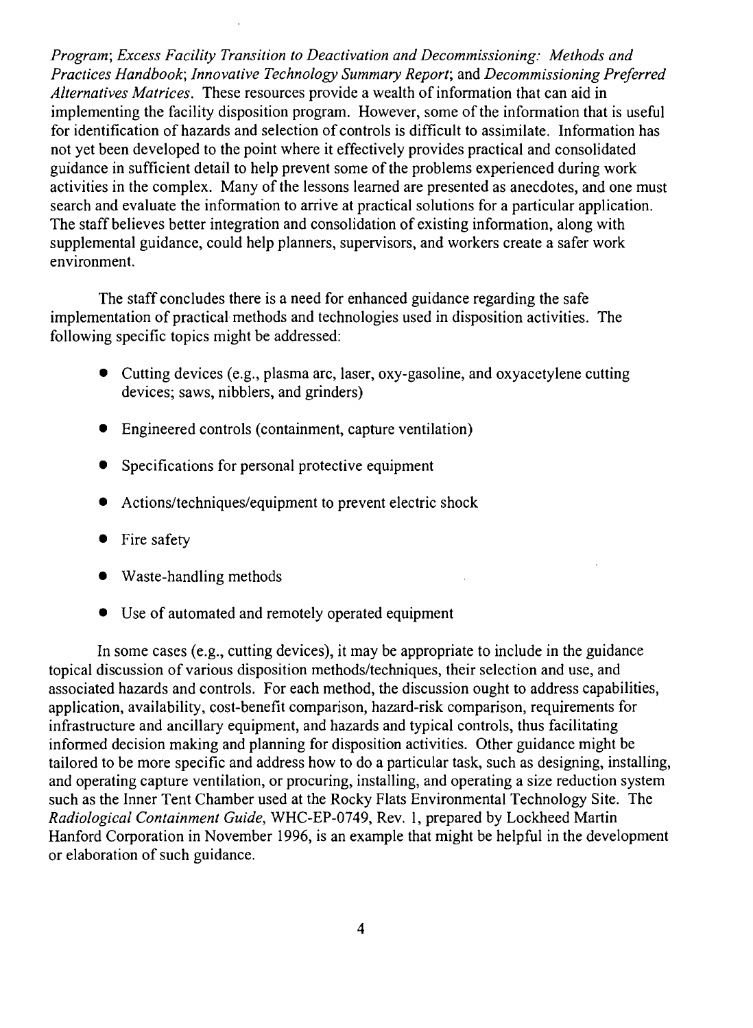*Program*; *Excess Facility Transition to Deactivation and Decommissioning: Methods and Practices Handbook*; *Innovative Technology Summary Report*; and *Decommissioning Preferred Alternatives Matrices*. These resources provide a wealth of information that can aid in implementing the facility disposition program. However, some of the information that is useful for identification of hazards and selection of controls is difficult to assimilate. Information has not yet been developed to the point where it effectively provides practical and consolidated guidance in sufficient detail to help prevent some of the problems experienced during work activities in the complex. Many of the lessons learned are presented as anecdotes, and one must search and evaluate the information to arrive at practical solutions for a particular application. The staff believes better integration and consolidation of existing information, along with supplemental guidance, could help planners, supervisors, and workers create a safer work environment.

The staff concludes there is a need for enhanced guidance regarding the safe implementation of practical methods and technologies used in disposition activities. The following specific topics might be addressed:

- Cutting devices (e.g., plasma arc, laser, oxy-gasoline, and oxyacetylene cutting devices; saws, nibblers, and grinders)
- Engineered controls (containment, capture ventilation)
- Specifications for personal protective equipment
- Actions/techniques/equipment to prevent electric shock
- Fire safety
- Waste-handling methods
- Use of automated and remotely operated equipment

In some cases (e.g., cutting devices), it may be appropriate to include in the guidance topical discussion of various disposition methods/techniques, their selection and use, and associated hazards and controls. For each method, the discussion ought to address capabilities, application, availability, cost-benefit comparison, hazard-risk comparison, requirements for infrastructure and ancillary equipment, and hazards and typical controls, thus facilitating informed decision making and planning for disposition activities. Other guidance might be tailored to be more specific and address how to do a particular task, such as designing, installing, and operating capture ventilation, or procuring, installing, and operating a size reduction system such as the Inner Tent Chamber used at the Rocky Flats Environmental Technology Site. The *Radiological Containment Guide*, WHC-EP-0749, Rev. 1, prepared by Lockheed Martin Hanford Corporation in November 1996, is an example that might be helpful in the development or elaboration of such guidance.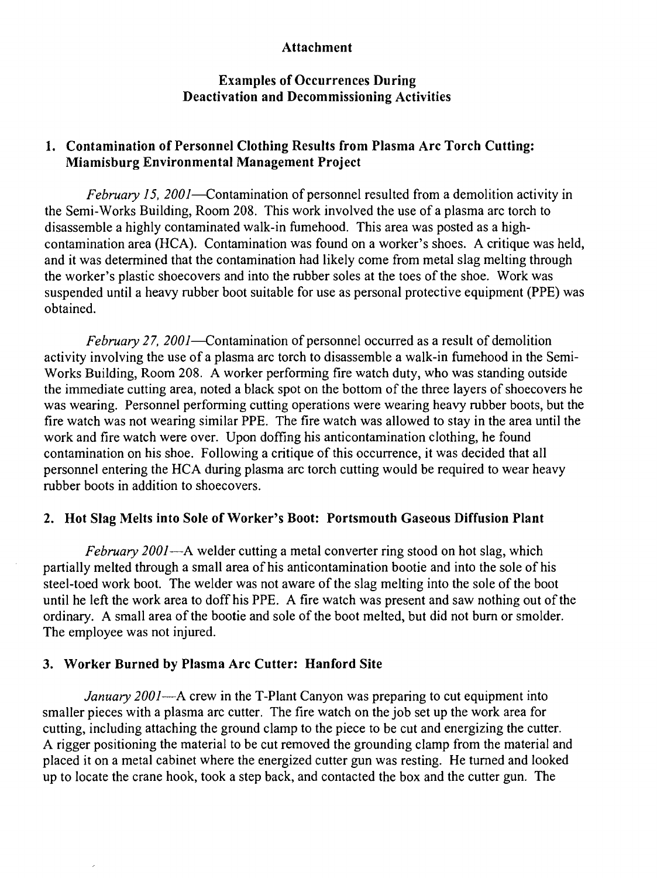# Attachment

## Examples of Occurrences During Deactivation and Decommissioning Activities

### 1. Contamination of Personnel Clothing Results from Plasma Arc Torch Cutting: Miamisburg Environmental Management Project

*February 15, 2001*—Contamination of personnel resulted from a demolition activity in the Semi-Works Building, Room 208. This work involved the use of a plasma arc torch to disassemble a highly contaminated walk-in fumehood. This area was posted as a high-contamination area (HCA). Contamination was found on a worker's shoes. A critique was held, and it was determined that the contamination had likely come from metal slag melting through the worker's plastic shoecovers and into the rubber soles at the toes of the shoe. Work was suspended until a heavy rubber boot suitable for use as personal protective equipment (PPE) was obtained.

*February 27, 2001*—Contamination of personnel occurred as a result of demolition activity involving the use of a plasma arc torch to disassemble a walk-in fumehood in the Semi-Works Building, Room 208. A worker performing fire watch duty, who was standing outside the immediate cutting area, noted a black spot on the bottom of the three layers of shoecovers he was wearing. Personnel performing cutting operations were wearing heavy rubber boots, but the fire watch was not wearing similar PPE. The fire watch was allowed to stay in the area until the work and fire watch were over. Upon doffing his anticontamination clothing, he found contamination on his shoe. Following a critique of this occurrence, it was decided that all personnel entering the HCA during plasma arc torch cutting would be required to wear heavy rubber boots in addition to shoecovers.

### 2. Hot Slag Melts into Sole of Worker's Boot: Portsmouth Gaseous Diffusion Plant

*February 2001*—A welder cutting a metal converter ring stood on hot slag, which partially melted through a small area of his anticontamination bootie and into the sole of his steel-toed work boot. The welder was not aware of the slag melting into the sole of the boot until he left the work area to doff his PPE. A fire watch was present and saw nothing out of the ordinary. A small area of the bootie and sole of the boot melted, but did not burn or smolder. The employee was not injured.

### 3. Worker Burned by Plasma Arc Cutter: Hanford Site

*January 2001*—A crew in the T-Plant Canyon was preparing to cut equipment into smaller pieces with a plasma arc cutter. The fire watch on the job set up the work area for cutting, including attaching the ground clamp to the piece to be cut and energizing the cutter. A rigger positioning the material to be cut removed the grounding clamp from the material and placed it on a metal cabinet where the energized cutter gun was resting. He turned and looked up to locate the crane hook, took a step back, and contacted the box and the cutter gun. The